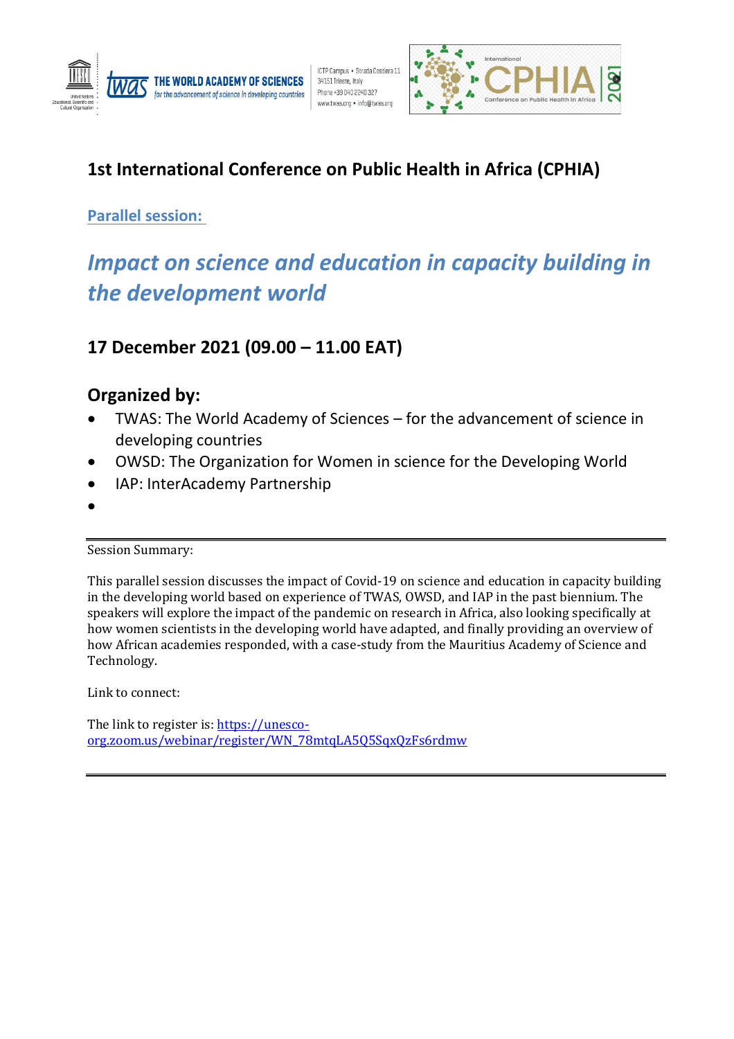# 1st International Conference on Public Health in Africa (CPHIA)

## Parallel session:

## *Impact on science and education in capacity building in the development world*

## 17 December 2021 (09.00 – 11.00 EAT)

## Organized by:

- TWAS: The World Academy of Sciences – for the advancement of science in developing countries
- OWSD: The Organization for Women in science for the Developing World
- IAP: InterAcademy Partnership
- 

---

Session Summary:

This parallel session discusses the impact of Covid-19 on science and education in capacity building in the developing world based on experience of TWAS, OWSD, and IAP in the past biennium. The speakers will explore the impact of the pandemic on research in Africa, also looking specifically at how women scientists in the developing world have adapted, and finally providing an overview of how African academies responded, with a case-study from the Mauritius Academy of Science and Technology.

Link to connect:

The link to register is: [https://unesco-org.zoom.us/webinar/register/WN_78mtqLA5Q5SqxQzFs6rdmw](https://unesco-org.zoom.us/webinar/register/WN_78mtqLA5Q5SqxQzFs6rdmw)

---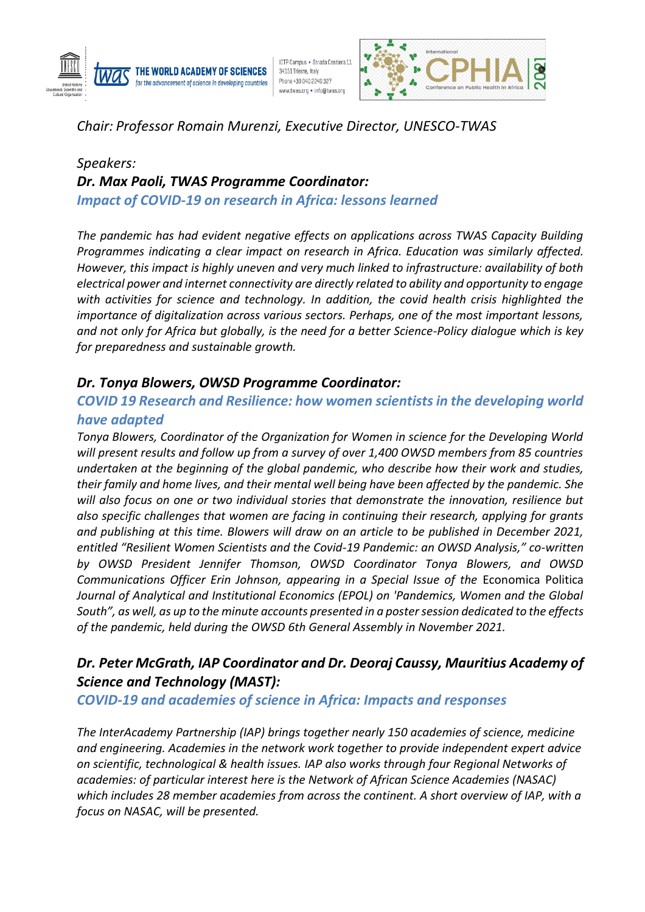*Chair: Professor Romain Murenzi, Executive Director, UNESCO-TWAS*

*Speakers:*

***Dr. Max Paoli, TWAS Programme Coordinator:***

### *Impact of COVID-19 on research in Africa: lessons learned*

*The pandemic has had evident negative effects on applications across TWAS Capacity Building Programmes indicating a clear impact on research in Africa. Education was similarly affected. However, this impact is highly uneven and very much linked to infrastructure: availability of both electrical power and internet connectivity are directly related to ability and opportunity to engage with activities for science and technology. In addition, the covid health crisis highlighted the importance of digitalization across various sectors. Perhaps, one of the most important lessons, and not only for Africa but globally, is the need for a better Science-Policy dialogue which is key for preparedness and sustainable growth.*

***Dr. Tonya Blowers, OWSD Programme Coordinator:***

### *COVID 19 Research and Resilience: how women scientists in the developing world have adapted*

*Tonya Blowers, Coordinator of the Organization for Women in science for the Developing World will present results and follow up from a survey of over 1,400 OWSD members from 85 countries undertaken at the beginning of the global pandemic, who describe how their work and studies, their family and home lives, and their mental well being have been affected by the pandemic. She will also focus on one or two individual stories that demonstrate the innovation, resilience but also specific challenges that women are facing in continuing their research, applying for grants and publishing at this time. Blowers will draw on an article to be published in December 2021, entitled "Resilient Women Scientists and the Covid-19 Pandemic: an OWSD Analysis," co-written by OWSD President Jennifer Thomson, OWSD Coordinator Tonya Blowers, and OWSD Communications Officer Erin Johnson, appearing in a Special Issue of the* Economica Politica *Journal of Analytical and Institutional Economics (EPOL) on 'Pandemics, Women and the Global South", as well, as up to the minute accounts presented in a poster session dedicated to the effects of the pandemic, held during the OWSD 6th General Assembly in November 2021.*

***Dr. Peter McGrath, IAP Coordinator and Dr. Deoraj Caussy, Mauritius Academy of Science and Technology (MAST):***

### *COVID-19 and academies of science in Africa: Impacts and responses*

*The InterAcademy Partnership (IAP) brings together nearly 150 academies of science, medicine and engineering. Academies in the network work together to provide independent expert advice on scientific, technological & health issues. IAP also works through four Regional Networks of academies: of particular interest here is the Network of African Science Academies (NASAC) which includes 28 member academies from across the continent. A short overview of IAP, with a focus on NASAC, will be presented.*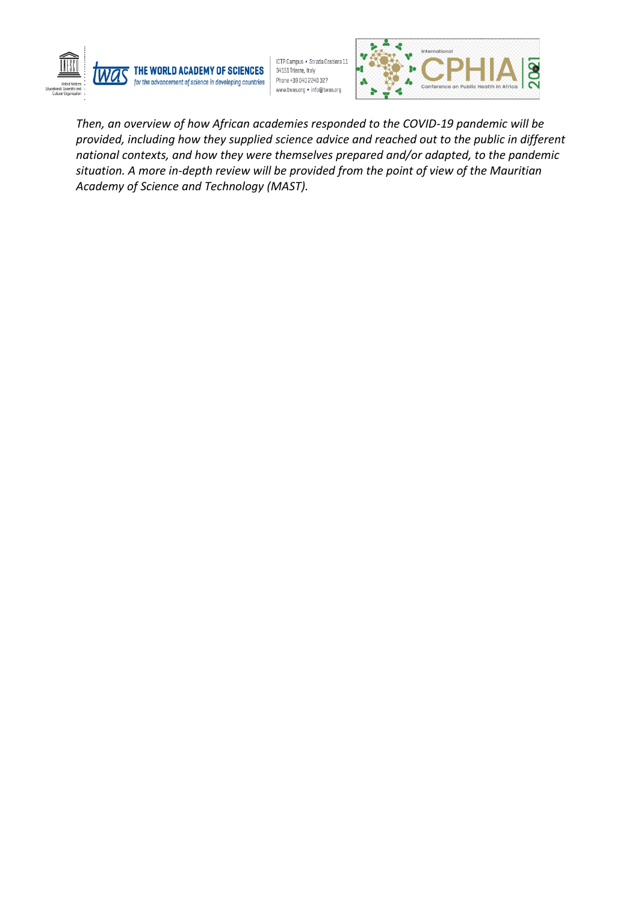*Then, an overview of how African academies responded to the COVID-19 pandemic will be provided, including how they supplied science advice and reached out to the public in different national contexts, and how they were themselves prepared and/or adapted, to the pandemic situation. A more in-depth review will be provided from the point of view of the Mauritian Academy of Science and Technology (MAST).*